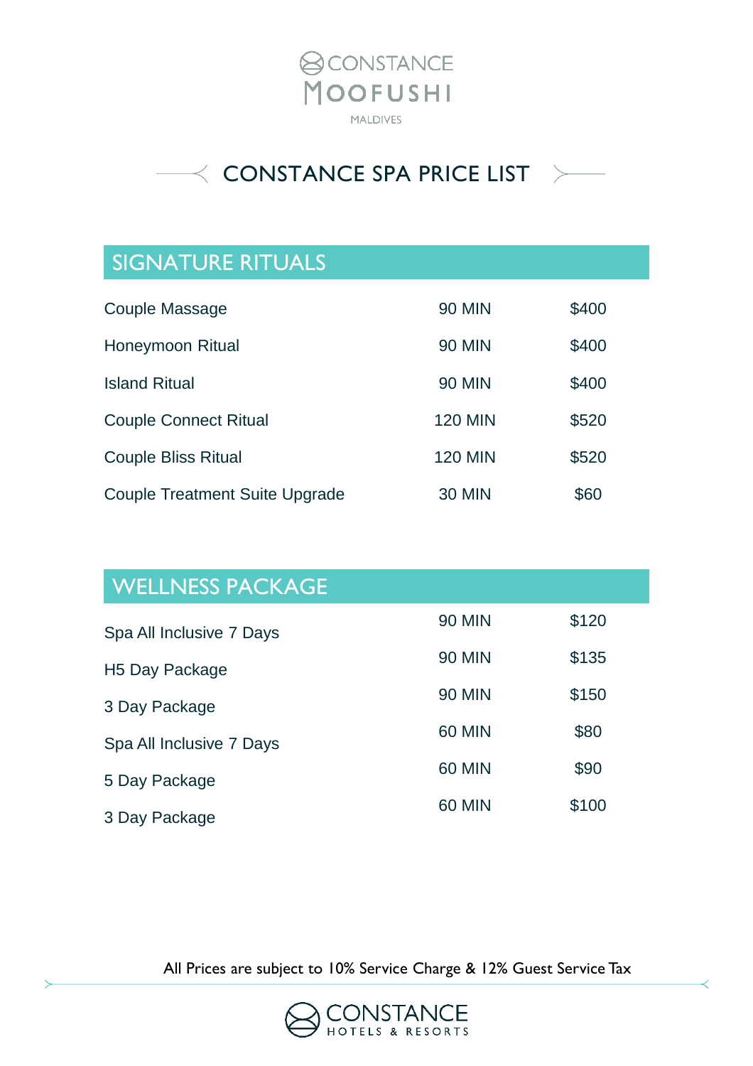# CONSTANCE MOOFUSHI

MALDIVES

## CONSTANCE SPA PRICE LIST

### SIGNATURE RITUALS

| Treatment | Duration | Price |
|---|---|---|
| Couple Massage | 90 MIN | $400 |
| Honeymoon Ritual | 90 MIN | $400 |
| Island Ritual | 90 MIN | $400 |
| Couple Connect Ritual | 120 MIN | $520 |
| Couple Bliss Ritual | 120 MIN | $520 |
| Couple Treatment Suite Upgrade | 30 MIN | $60 |

### WELLNESS PACKAGE

| Package | Duration | Price |
|---|---|---|
| Spa All Inclusive 7 Days | 90 MIN | $120 |
| H5 Day Package | 90 MIN | $135 |
| 3 Day Package | 90 MIN | $150 |
| Spa All Inclusive 7 Days | 60 MIN | $80 |
| 5 Day Package | 60 MIN | $90 |
| 3 Day Package | 60 MIN | $100 |

All Prices are subject to 10% Service Charge & 12% Guest Service Tax

CONSTANCE HOTELS & RESORTS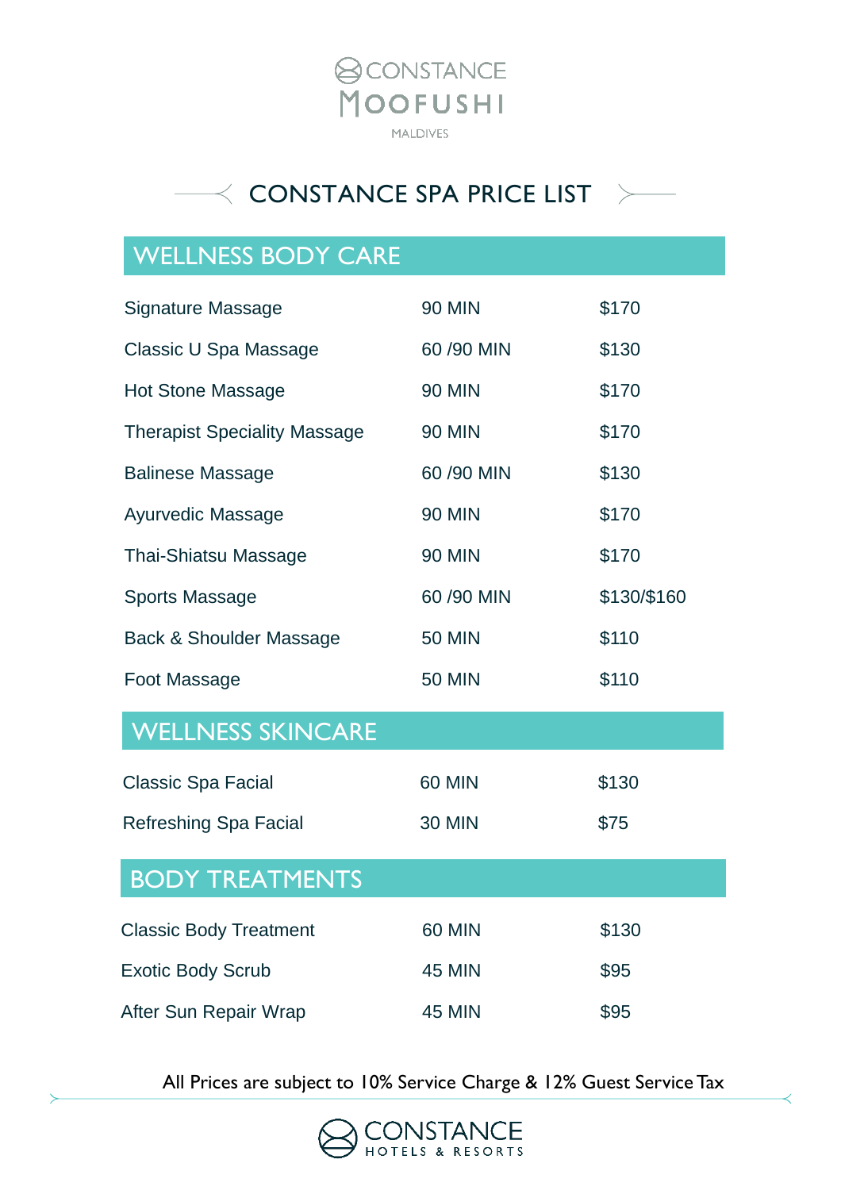CONSTANCE MOOFUSHI

MALDIVES

# CONSTANCE SPA PRICE LIST

## WELLNESS BODY CARE

| Treatment | Duration | Price |
|---|---|---|
| Signature Massage | 90 MIN | $170 |
| Classic U Spa Massage | 60 /90 MIN | $130 |
| Hot Stone Massage | 90 MIN | $170 |
| Therapist Speciality Massage | 90 MIN | $170 |
| Balinese Massage | 60 /90 MIN | $130 |
| Ayurvedic Massage | 90 MIN | $170 |
| Thai-Shiatsu Massage | 90 MIN | $170 |
| Sports Massage | 60 /90 MIN | $130/$160 |
| Back & Shoulder Massage | 50 MIN | $110 |
| Foot Massage | 50 MIN | $110 |

## WELLNESS SKINCARE

| Treatment | Duration | Price |
|---|---|---|
| Classic Spa Facial | 60 MIN | $130 |
| Refreshing Spa Facial | 30 MIN | $75 |

## BODY TREATMENTS

| Treatment | Duration | Price |
|---|---|---|
| Classic Body Treatment | 60 MIN | $130 |
| Exotic Body Scrub | 45 MIN | $95 |
| After Sun Repair Wrap | 45 MIN | $95 |

All Prices are subject to 10% Service Charge & 12% Guest Service Tax

CONSTANCE HOTELS & RESORTS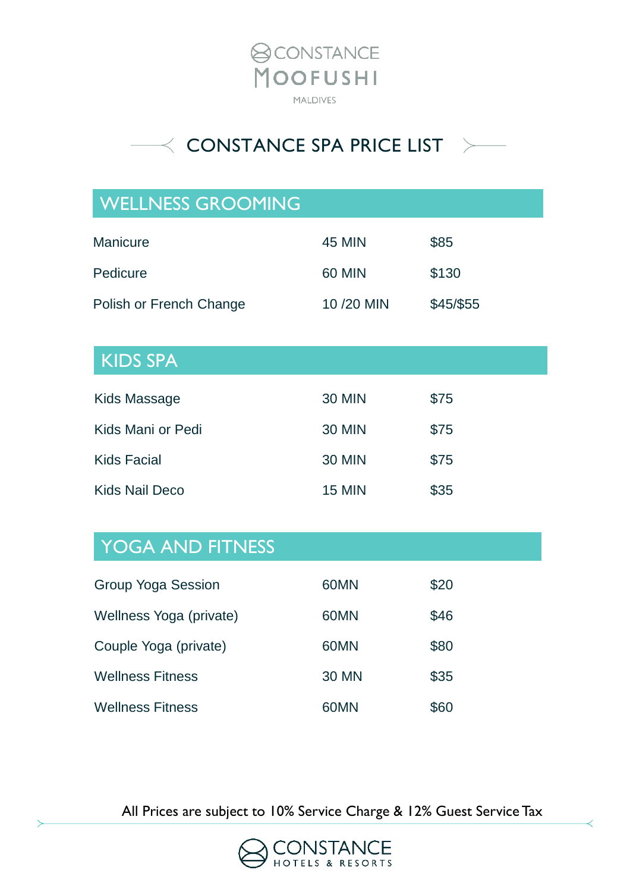CONSTANCE
MOOFUSHI
MALDIVES

# CONSTANCE SPA PRICE LIST

## WELLNESS GROOMING

| | | |
|---|---|---|
| Manicure | 45 MIN | $85 |
| Pedicure | 60 MIN | $130 |
| Polish or French Change | 10 /20 MIN | $45/$55 |

## KIDS SPA

| | | |
|---|---|---|
| Kids Massage | 30 MIN | $75 |
| Kids Mani or Pedi | 30 MIN | $75 |
| Kids Facial | 30 MIN | $75 |
| Kids Nail Deco | 15 MIN | $35 |

## YOGA AND FITNESS

| | | |
|---|---|---|
| Group Yoga Session | 60MN | $20 |
| Wellness Yoga (private) | 60MN | $46 |
| Couple Yoga (private) | 60MN | $80 |
| Wellness Fitness | 30 MN | $35 |
| Wellness Fitness | 60MN | $60 |

All Prices are subject to 10% Service Charge & 12% Guest Service Tax

CONSTANCE
HOTELS & RESORTS